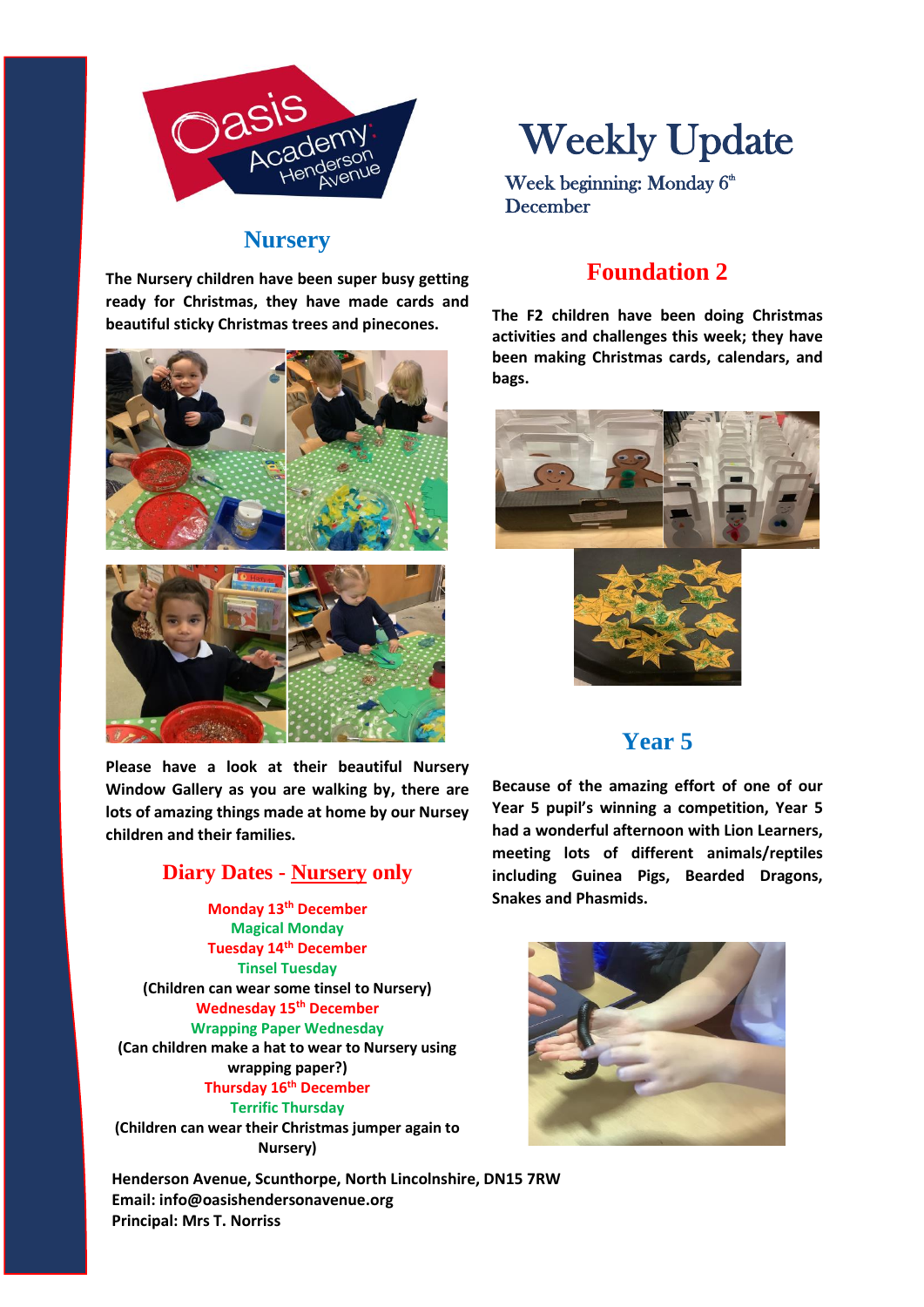# Weekly Update

Week beginning: Monday 6th December

## Nursery

**The Nursery children have been super busy getting ready for Christmas, they have made cards and beautiful sticky Christmas trees and pinecones.**

**Please have a look at their beautiful Nursery Window Gallery as you are walking by, there are lots of amazing things made at home by our Nursery children and their families.**

## Diary Dates - Nursery only

**Monday 13th December**
**Magical Monday**
**Tuesday 14th December**
**Tinsel Tuesday**
**(Children can wear some tinsel to Nursery)**
**Wednesday 15th December**
**Wrapping Paper Wednesday**
**(Can children make a hat to wear to Nursery using wrapping paper?)**
**Thursday 16th December**
**Terrific Thursday**
**(Children can wear their Christmas jumper again to Nursery)**

## Foundation 2

**The F2 children have been doing Christmas activities and challenges this week; they have been making Christmas cards, calendars, and bags.**

## Year 5

**Because of the amazing effort of one of our Year 5 pupil's winning a competition, Year 5 had a wonderful afternoon with Lion Learners, meeting lots of different animals/reptiles including Guinea Pigs, Bearded Dragons, Snakes and Phasmids.**

**Henderson Avenue, Scunthorpe, North Lincolnshire, DN15 7RW**
**Email: info@oasishendersonavenue.org**
**Principal: Mrs T. Norriss**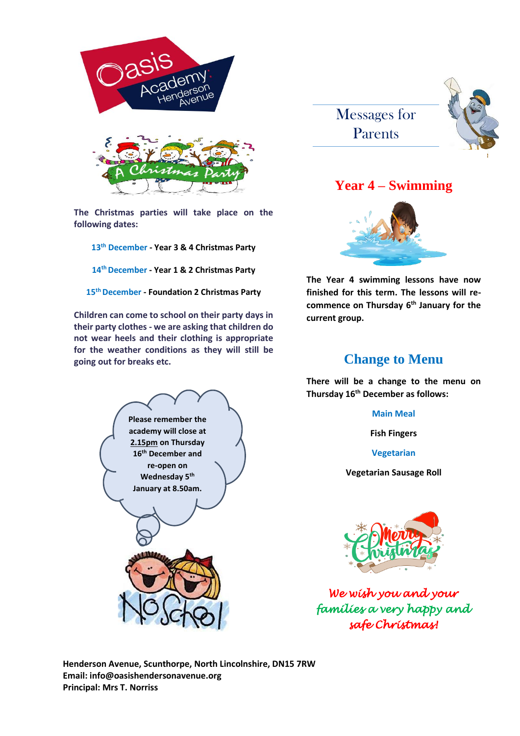# Messages for Parents

## A Christmas Party

**The Christmas parties will take place on the following dates:**

**13th December - Year 3 & 4 Christmas Party**

**14th December - Year 1 & 2 Christmas Party**

**15th December - Foundation 2 Christmas Party**

**Children can come to school on their party days in their party clothes - we are asking that children do not wear heels and their clothing is appropriate for the weather conditions as they will still be going out for breaks etc.**

**Please remember the academy will close at 2.15pm on Thursday 16th December and re-open on Wednesday 5th January at 8.50am.**

## Year 4 – Swimming

**The Year 4 swimming lessons have now finished for this term. The lessons will re-commence on Thursday 6th January for the current group.**

## Change to Menu

**There will be a change to the menu on Thursday 16th December as follows:**

**Main Meal**

**Fish Fingers**

**Vegetarian**

**Vegetarian Sausage Roll**

*We wish you and your families a very happy and safe Christmas!*

**Henderson Avenue, Scunthorpe, North Lincolnshire, DN15 7RW**
**Email: info@oasishendersonavenue.org**
**Principal: Mrs T. Norriss**